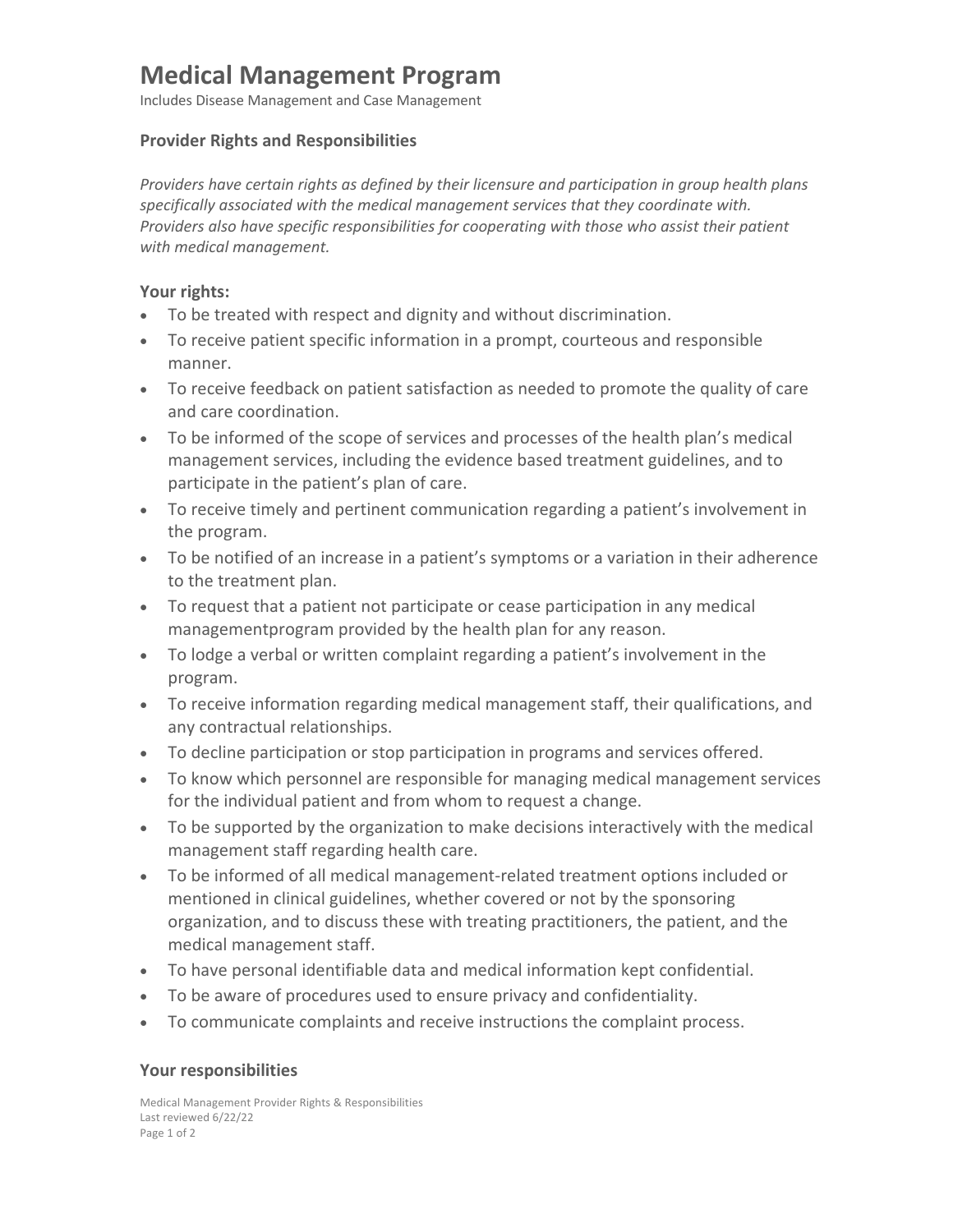# Medical Management Program

Includes Disease Management and Case Management

### Provider Rights and Responsibilities

*Providers have certain rights as defined by their licensure and participation in group health plans specifically associated with the medical management services that they coordinate with. Providers also have specific responsibilities for cooperating with those who assist their patient with medical management.*

### Your rights:

- To be treated with respect and dignity and without discrimination.
- To receive patient specific information in a prompt, courteous and responsible manner.
- To receive feedback on patient satisfaction as needed to promote the quality of care and care coordination.
- To be informed of the scope of services and processes of the health plan's medical management services, including the evidence based treatment guidelines, and to participate in the patient's plan of care.
- To receive timely and pertinent communication regarding a patient's involvement in the program.
- To be notified of an increase in a patient's symptoms or a variation in their adherence to the treatment plan.
- To request that a patient not participate or cease participation in any medical managementprogram provided by the health plan for any reason.
- To lodge a verbal or written complaint regarding a patient's involvement in the program.
- To receive information regarding medical management staff, their qualifications, and any contractual relationships.
- To decline participation or stop participation in programs and services offered.
- To know which personnel are responsible for managing medical management services for the individual patient and from whom to request a change.
- To be supported by the organization to make decisions interactively with the medical management staff regarding health care.
- To be informed of all medical management-related treatment options included or mentioned in clinical guidelines, whether covered or not by the sponsoring organization, and to discuss these with treating practitioners, the patient, and the medical management staff.
- To have personal identifiable data and medical information kept confidential.
- To be aware of procedures used to ensure privacy and confidentiality.
- To communicate complaints and receive instructions the complaint process.

### Your responsibilities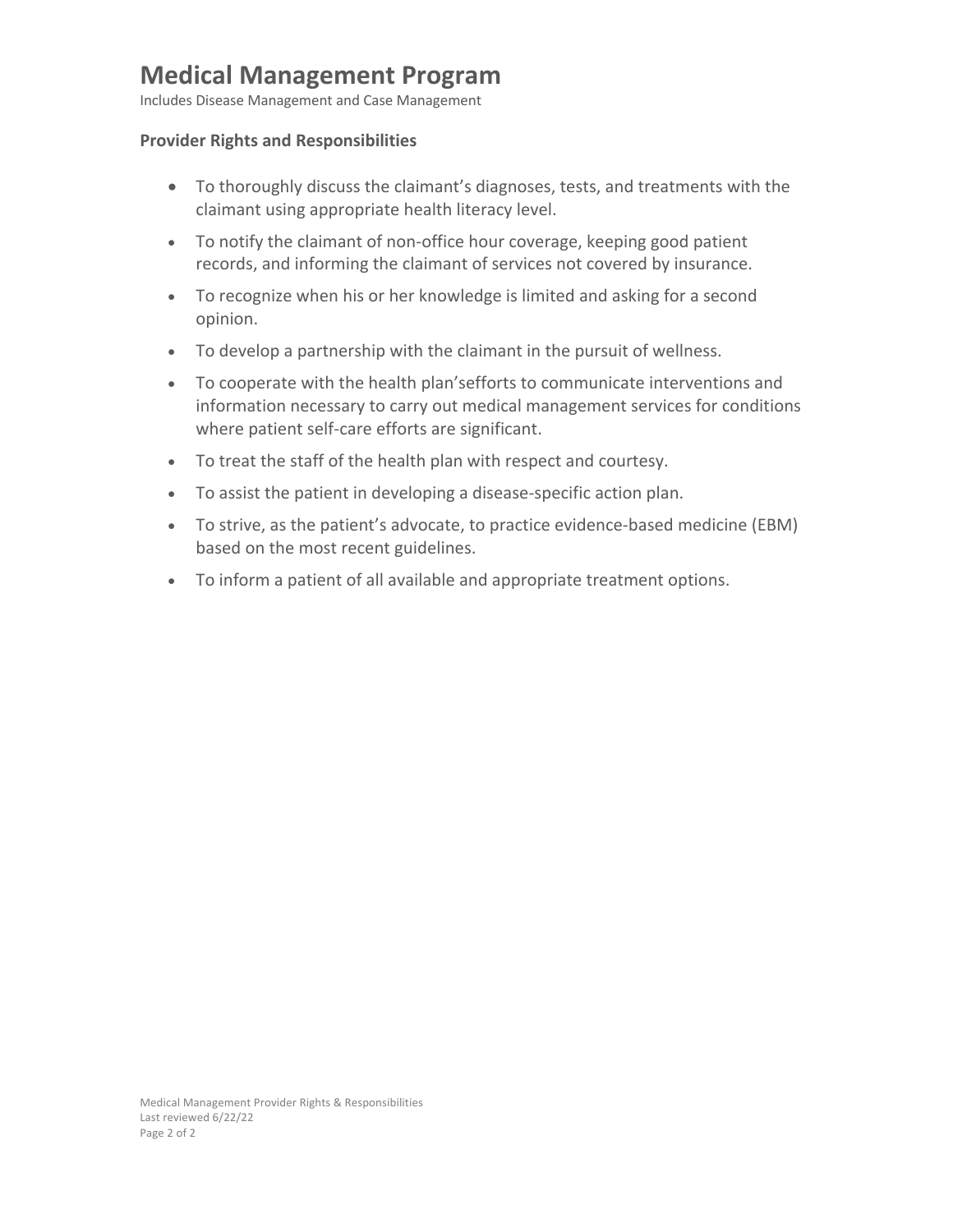# Medical Management Program

Includes Disease Management and Case Management

### Provider Rights and Responsibilities

- To thoroughly discuss the claimant's diagnoses, tests, and treatments with the claimant using appropriate health literacy level.
- To notify the claimant of non-office hour coverage, keeping good patient records, and informing the claimant of services not covered by insurance.
- To recognize when his or her knowledge is limited and asking for a second opinion.
- To develop a partnership with the claimant in the pursuit of wellness.
- To cooperate with the health plan'sefforts to communicate interventions and information necessary to carry out medical management services for conditions where patient self-care efforts are significant.
- To treat the staff of the health plan with respect and courtesy.
- To assist the patient in developing a disease-specific action plan.
- To strive, as the patient's advocate, to practice evidence-based medicine (EBM) based on the most recent guidelines.
- To inform a patient of all available and appropriate treatment options.